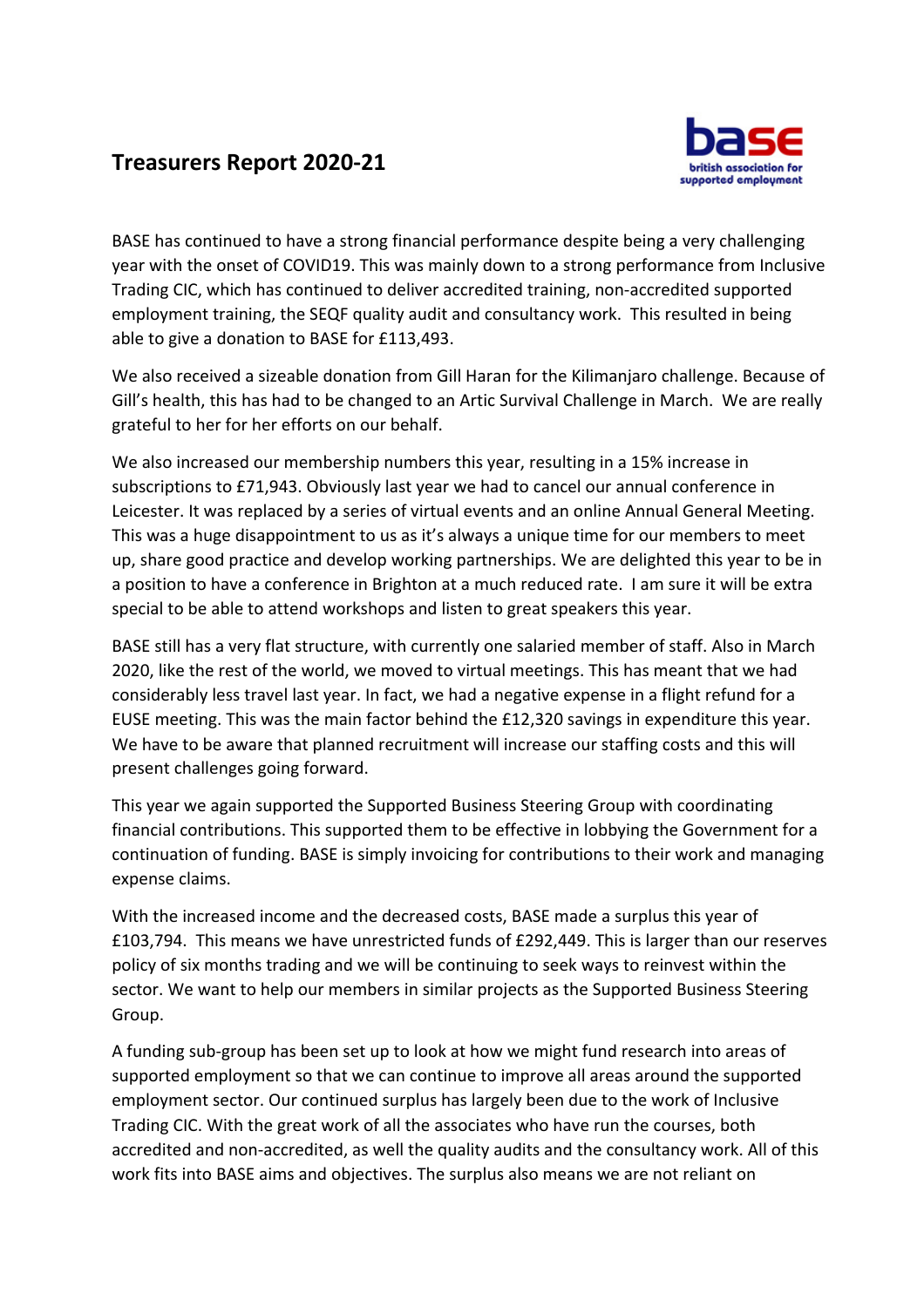# Treasurers Report 2020-21

BASE has continued to have a strong financial performance despite being a very challenging year with the onset of COVID19. This was mainly down to a strong performance from Inclusive Trading CIC, which has continued to deliver accredited training, non-accredited supported employment training, the SEQF quality audit and consultancy work. This resulted in being able to give a donation to BASE for £113,493.

We also received a sizeable donation from Gill Haran for the Kilimanjaro challenge. Because of Gill's health, this has had to be changed to an Artic Survival Challenge in March. We are really grateful to her for her efforts on our behalf.

We also increased our membership numbers this year, resulting in a 15% increase in subscriptions to £71,943. Obviously last year we had to cancel our annual conference in Leicester. It was replaced by a series of virtual events and an online Annual General Meeting. This was a huge disappointment to us as it's always a unique time for our members to meet up, share good practice and develop working partnerships. We are delighted this year to be in a position to have a conference in Brighton at a much reduced rate. I am sure it will be extra special to be able to attend workshops and listen to great speakers this year.

BASE still has a very flat structure, with currently one salaried member of staff. Also in March 2020, like the rest of the world, we moved to virtual meetings. This has meant that we had considerably less travel last year. In fact, we had a negative expense in a flight refund for a EUSE meeting. This was the main factor behind the £12,320 savings in expenditure this year. We have to be aware that planned recruitment will increase our staffing costs and this will present challenges going forward.

This year we again supported the Supported Business Steering Group with coordinating financial contributions. This supported them to be effective in lobbying the Government for a continuation of funding. BASE is simply invoicing for contributions to their work and managing expense claims.

With the increased income and the decreased costs, BASE made a surplus this year of £103,794. This means we have unrestricted funds of £292,449. This is larger than our reserves policy of six months trading and we will be continuing to seek ways to reinvest within the sector. We want to help our members in similar projects as the Supported Business Steering Group.

A funding sub-group has been set up to look at how we might fund research into areas of supported employment so that we can continue to improve all areas around the supported employment sector. Our continued surplus has largely been due to the work of Inclusive Trading CIC. With the great work of all the associates who have run the courses, both accredited and non-accredited, as well the quality audits and the consultancy work. All of this work fits into BASE aims and objectives. The surplus also means we are not reliant on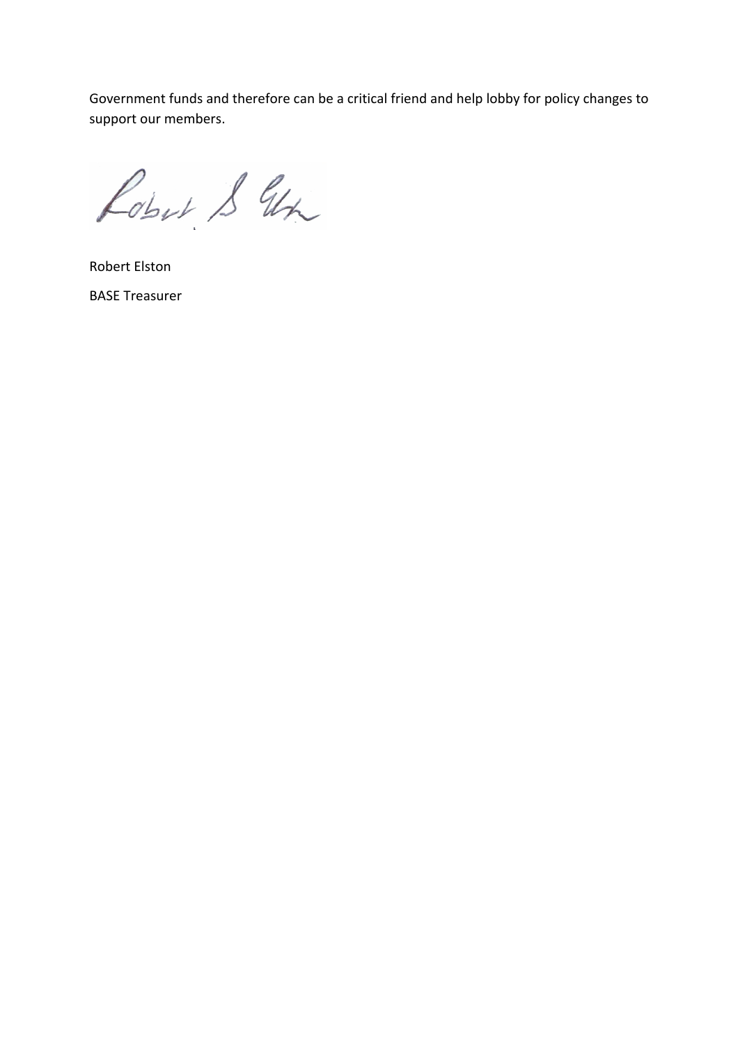Government funds and therefore can be a critical friend and help lobby for policy changes to support our members.

Robert Elston

BASE Treasurer